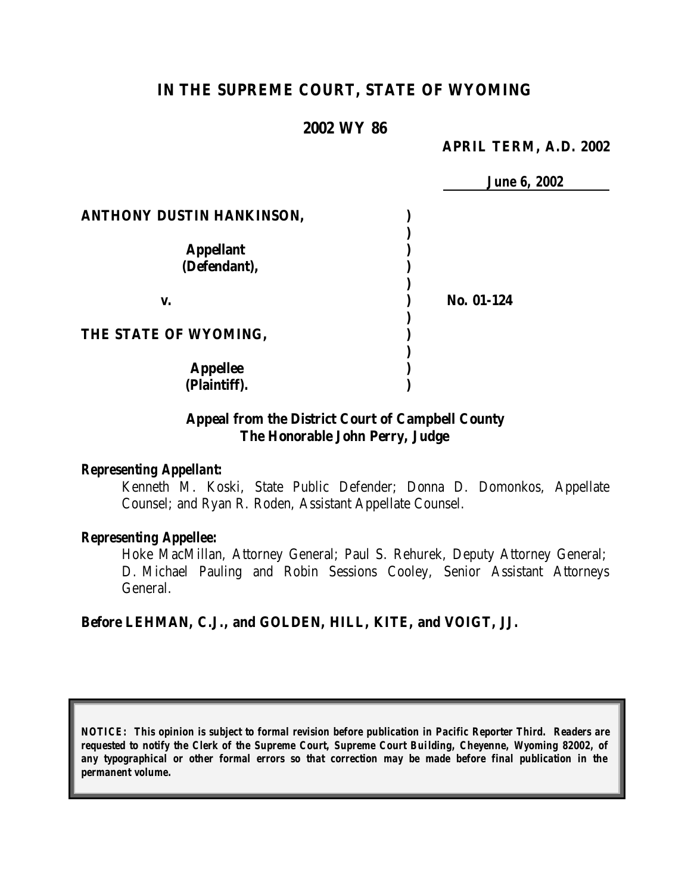# IN THE SUPREME COURT, STATE OF WYOMING

## 2002 WY 86

**APRIL TERM, A.D. 2002**

**June 6, 2002**

| | | |
|---|---|---|
| **ANTHONY DUSTIN HANKINSON,** | ) | |
| | ) | |
| **Appellant** | ) | |
| **(Defendant),** | ) | |
| | ) | |
| **v.** | ) | **No. 01-124** |
| | ) | |
| **THE STATE OF WYOMING,** | ) | |
| | ) | |
| **Appellee** | ) | |
| **(Plaintiff).** | ) | |

**Appeal from the District Court of Campbell County**
**The Honorable John Perry, Judge**

***Representing Appellant:***

Kenneth M. Koski, State Public Defender; Donna D. Domonkos, Appellate Counsel; and Ryan R. Roden, Assistant Appellate Counsel.

***Representing Appellee:***

Hoke MacMillan, Attorney General; Paul S. Rehurek, Deputy Attorney General; D. Michael Pauling and Robin Sessions Cooley, Senior Assistant Attorneys General.

**Before LEHMAN, C.J., and GOLDEN, HILL, KITE, and VOIGT, JJ.**

***NOTICE: This opinion is subject to formal revision before publication in Pacific Reporter Third. Readers are requested to notify the Clerk of the Supreme Court, Supreme Court Building, Cheyenne, Wyoming 82002, of any typographical or other formal errors so that correction may be made before final publication in the permanent volume.***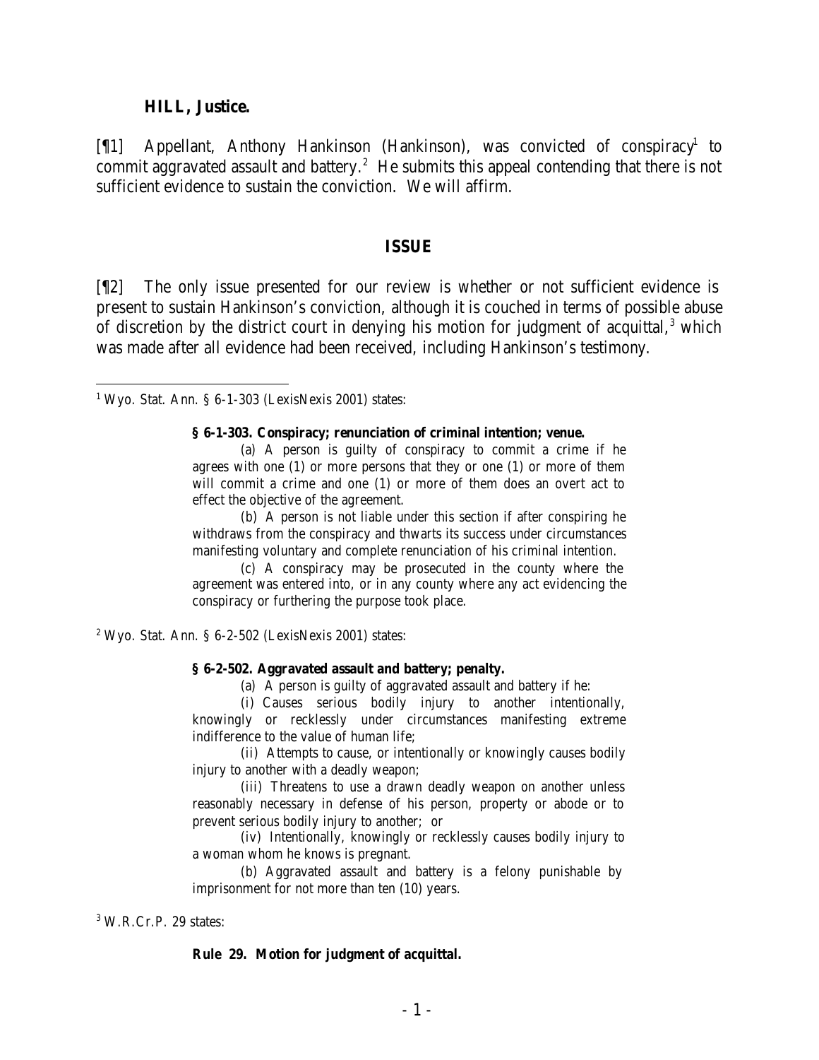**HILL, Justice.**

[¶1] Appellant, Anthony Hankinson (Hankinson), was convicted of conspiracy[1] to commit aggravated assault and battery.[2] He submits this appeal contending that there is not sufficient evidence to sustain the conviction. We will affirm.

## ISSUE

[¶2] The only issue presented for our review is whether or not sufficient evidence is present to sustain Hankinson's conviction, although it is couched in terms of possible abuse of discretion by the district court in denying his motion for judgment of acquittal,[3] which was made after all evidence had been received, including Hankinson's testimony.

---

[1] Wyo. Stat. Ann. § 6-1-303 (LexisNexis 2001) states:

> **§ 6-1-303. Conspiracy; renunciation of criminal intention; venue.**
>
> (a) A person is guilty of conspiracy to commit a crime if he agrees with one (1) or more persons that they or one (1) or more of them will commit a crime and one (1) or more of them does an overt act to effect the objective of the agreement.
>
> (b) A person is not liable under this section if after conspiring he withdraws from the conspiracy and thwarts its success under circumstances manifesting voluntary and complete renunciation of his criminal intention.
>
> (c) A conspiracy may be prosecuted in the county where the agreement was entered into, or in any county where any act evidencing the conspiracy or furthering the purpose took place.

[2] Wyo. Stat. Ann. § 6-2-502 (LexisNexis 2001) states:

> **§ 6-2-502. Aggravated assault and battery; penalty.**
>
> (a) A person is guilty of aggravated assault and battery if he:
>
> (i) Causes serious bodily injury to another intentionally, knowingly or recklessly under circumstances manifesting extreme indifference to the value of human life;
>
> (ii) Attempts to cause, or intentionally or knowingly causes bodily injury to another with a deadly weapon;
>
> (iii) Threatens to use a drawn deadly weapon on another unless reasonably necessary in defense of his person, property or abode or to prevent serious bodily injury to another; or
>
> (iv) Intentionally, knowingly or recklessly causes bodily injury to a woman whom he knows is pregnant.
>
> (b) Aggravated assault and battery is a felony punishable by imprisonment for not more than ten (10) years.

[3] W.R.Cr.P. 29 states:

> **Rule 29. Motion for judgment of acquittal.**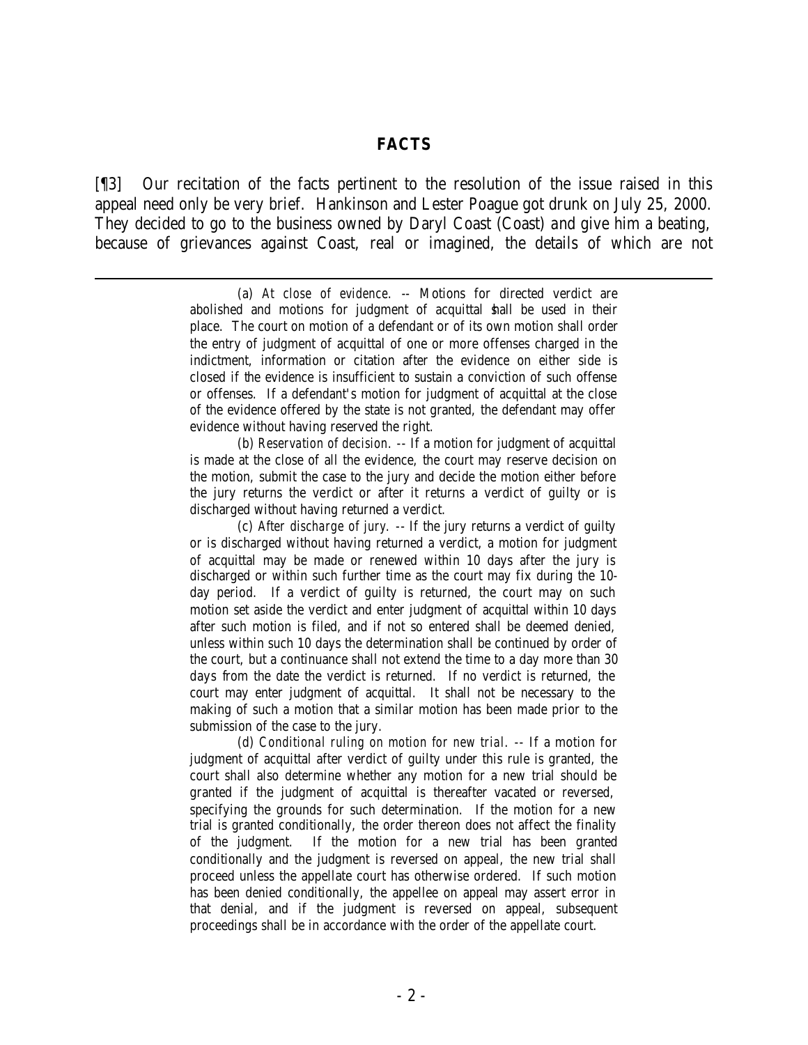## FACTS

[¶3] Our recitation of the facts pertinent to the resolution of the issue raised in this appeal need only be very brief. Hankinson and Lester Poague got drunk on July 25, 2000. They decided to go to the business owned by Daryl Coast (Coast) and give him a beating, because of grievances against Coast, real or imagined, the details of which are not

---

> (a) *At close of evidence.* -- Motions for directed verdict are abolished and motions for judgment of acquittal shall be used in their place. The court on motion of a defendant or of its own motion shall order the entry of judgment of acquittal of one or more offenses charged in the indictment, information or citation after the evidence on either side is closed if the evidence is insufficient to sustain a conviction of such offense or offenses. If a defendant's motion for judgment of acquittal at the close of the evidence offered by the state is not granted, the defendant may offer evidence without having reserved the right.
>
> (b) *Reservation of decision.* -- If a motion for judgment of acquittal is made at the close of all the evidence, the court may reserve decision on the motion, submit the case to the jury and decide the motion either before the jury returns the verdict or after it returns a verdict of guilty or is discharged without having returned a verdict.
>
> (c) *After discharge of jury.* -- If the jury returns a verdict of guilty or is discharged without having returned a verdict, a motion for judgment of acquittal may be made or renewed within 10 days after the jury is discharged or within such further time as the court may fix during the 10-day period. If a verdict of guilty is returned, the court may on such motion set aside the verdict and enter judgment of acquittal within 10 days after such motion is filed, and if not so entered shall be deemed denied, unless within such 10 days the determination shall be continued by order of the court, but a continuance shall not extend the time to a day more than 30 days from the date the verdict is returned. If no verdict is returned, the court may enter judgment of acquittal. It shall not be necessary to the making of such a motion that a similar motion has been made prior to the submission of the case to the jury.
>
> (d) *Conditional ruling on motion for new trial.* -- If a motion for judgment of acquittal after verdict of guilty under this rule is granted, the court shall also determine whether any motion for a new trial should be granted if the judgment of acquittal is thereafter vacated or reversed, specifying the grounds for such determination. If the motion for a new trial is granted conditionally, the order thereon does not affect the finality of the judgment. If the motion for a new trial has been granted conditionally and the judgment is reversed on appeal, the new trial shall proceed unless the appellate court has otherwise ordered. If such motion has been denied conditionally, the appellee on appeal may assert error in that denial, and if the judgment is reversed on appeal, subsequent proceedings shall be in accordance with the order of the appellate court.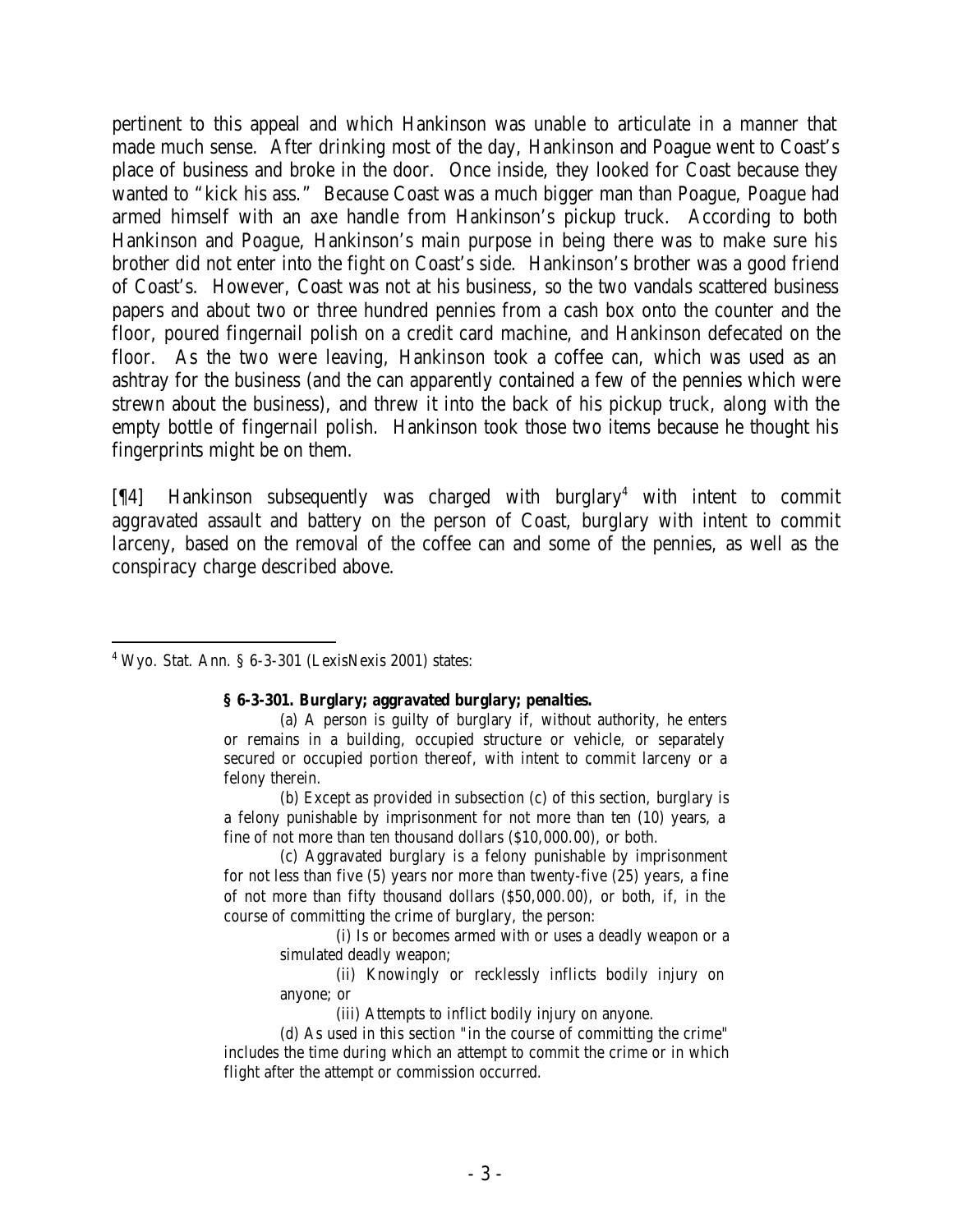pertinent to this appeal and which Hankinson was unable to articulate in a manner that made much sense. After drinking most of the day, Hankinson and Poague went to Coast's place of business and broke in the door. Once inside, they looked for Coast because they wanted to "kick his ass." Because Coast was a much bigger man than Poague, Poague had armed himself with an axe handle from Hankinson's pickup truck. According to both Hankinson and Poague, Hankinson's main purpose in being there was to make sure his brother did not enter into the fight on Coast's side. Hankinson's brother was a good friend of Coast's. However, Coast was not at his business, so the two vandals scattered business papers and about two or three hundred pennies from a cash box onto the counter and the floor, poured fingernail polish on a credit card machine, and Hankinson defecated on the floor. As the two were leaving, Hankinson took a coffee can, which was used as an ashtray for the business (and the can apparently contained a few of the pennies which were strewn about the business), and threw it into the back of his pickup truck, along with the empty bottle of fingernail polish. Hankinson took those two items because he thought his fingerprints might be on them.

[¶4] Hankinson subsequently was charged with burglary[4] with intent to commit aggravated assault and battery on the person of Coast, burglary with intent to commit larceny, based on the removal of the coffee can and some of the pennies, as well as the conspiracy charge described above.

---

[4] Wyo. Stat. Ann. § 6-3-301 (LexisNexis 2001) states:

> **§ 6-3-301. Burglary; aggravated burglary; penalties.**
>
> (a) A person is guilty of burglary if, without authority, he enters or remains in a building, occupied structure or vehicle, or separately secured or occupied portion thereof, with intent to commit larceny or a felony therein.
>
> (b) Except as provided in subsection (c) of this section, burglary is a felony punishable by imprisonment for not more than ten (10) years, a fine of not more than ten thousand dollars ($10,000.00), or both.
>
> (c) Aggravated burglary is a felony punishable by imprisonment for not less than five (5) years nor more than twenty-five (25) years, a fine of not more than fifty thousand dollars ($50,000.00), or both, if, in the course of committing the crime of burglary, the person:
>
> (i) Is or becomes armed with or uses a deadly weapon or a simulated deadly weapon;
>
> (ii) Knowingly or recklessly inflicts bodily injury on anyone; or
>
> (iii) Attempts to inflict bodily injury on anyone.
>
> (d) As used in this section "in the course of committing the crime" includes the time during which an attempt to commit the crime or in which flight after the attempt or commission occurred.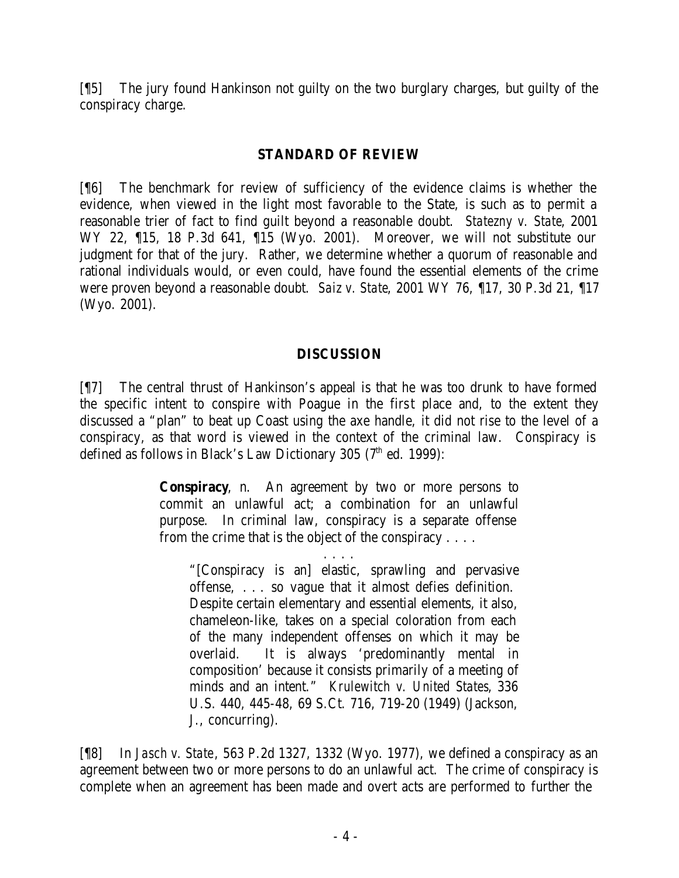[¶5] The jury found Hankinson not guilty on the two burglary charges, but guilty of the conspiracy charge.

## STANDARD OF REVIEW

[¶6] The benchmark for review of sufficiency of the evidence claims is whether the evidence, when viewed in the light most favorable to the State, is such as to permit a reasonable trier of fact to find guilt beyond a reasonable doubt. *Statezny v. State*, 2001 WY 22, ¶15, 18 P.3d 641, ¶15 (Wyo. 2001). Moreover, we will not substitute our judgment for that of the jury. Rather, we determine whether a quorum of reasonable and rational individuals would, or even could, have found the essential elements of the crime were proven beyond a reasonable doubt. *Saiz v. State*, 2001 WY 76, ¶17, 30 P.3d 21, ¶17 (Wyo. 2001).

## DISCUSSION

[¶7] The central thrust of Hankinson's appeal is that he was too drunk to have formed the specific intent to conspire with Poague in the first place and, to the extent they discussed a "plan" to beat up Coast using the axe handle, it did not rise to the level of a conspiracy, as that word is viewed in the context of the criminal law. Conspiracy is defined as follows in Black's Law Dictionary 305 (7th ed. 1999):

> **Conspiracy**, n. An agreement by two or more persons to commit an unlawful act; a combination for an unlawful purpose. In criminal law, conspiracy is a separate offense from the crime that is the object of the conspiracy . . . .
>
> . . . .
>
> "[Conspiracy is an] elastic, sprawling and pervasive offense, . . . so vague that it almost defies definition. Despite certain elementary and essential elements, it also, chameleon-like, takes on a special coloration from each of the many independent offenses on which it may be overlaid. It is always 'predominantly mental in composition' because it consists primarily of a meeting of minds and an intent." *Krulewitch v. United States*, 336 U.S. 440, 445-48, 69 S.Ct. 716, 719-20 (1949) (Jackson, J., concurring).

[¶8] In *Jasch v. State*, 563 P.2d 1327, 1332 (Wyo. 1977), we defined a conspiracy as an agreement between two or more persons to do an unlawful act. The crime of conspiracy is complete when an agreement has been made and overt acts are performed to further the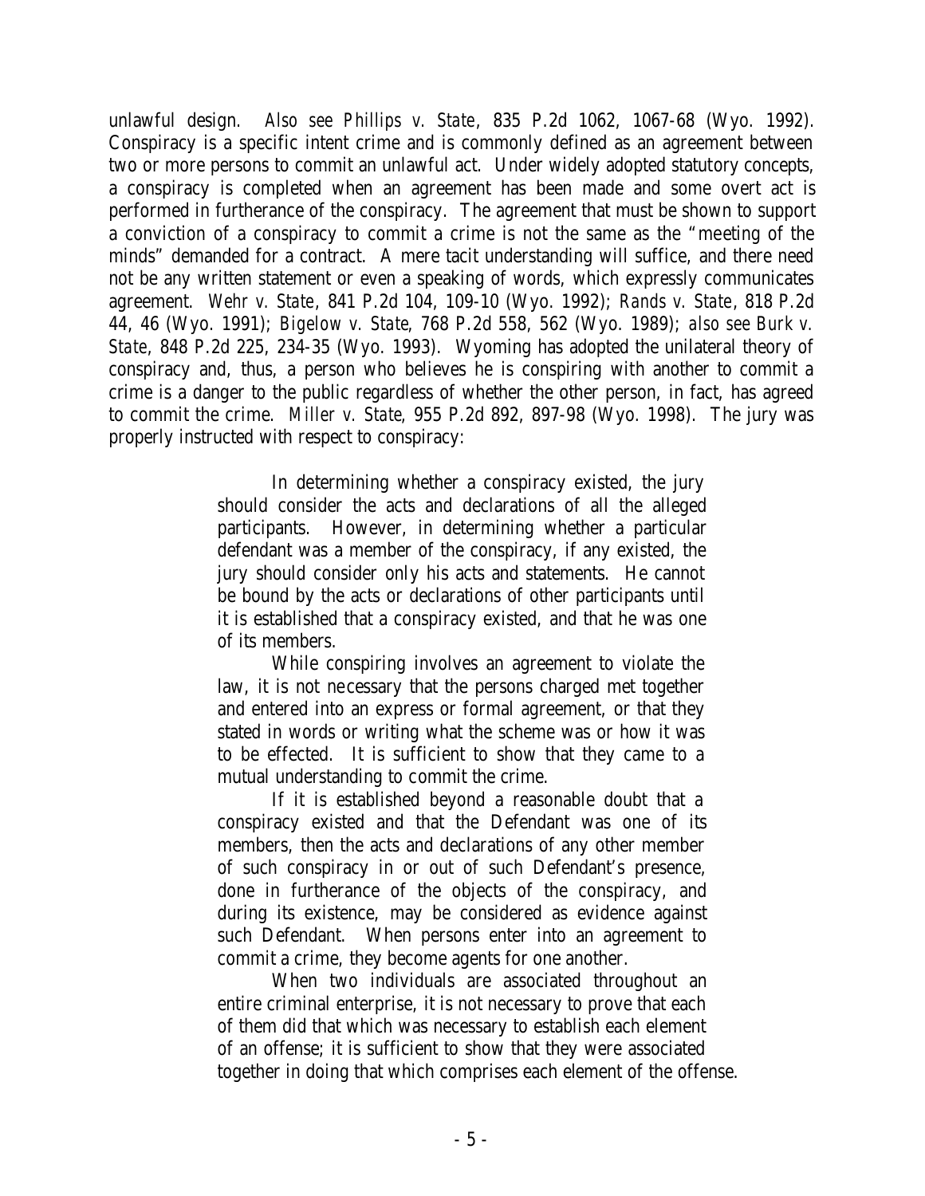unlawful design. *Also see Phillips v. State*, 835 P.2d 1062, 1067-68 (Wyo. 1992). Conspiracy is a specific intent crime and is commonly defined as an agreement between two or more persons to commit an unlawful act. Under widely adopted statutory concepts, a conspiracy is completed when an agreement has been made and some overt act is performed in furtherance of the conspiracy. The agreement that must be shown to support a conviction of a conspiracy to commit a crime is not the same as the "meeting of the minds" demanded for a contract. A mere tacit understanding will suffice, and there need not be any written statement or even a speaking of words, which expressly communicates agreement. *Wehr v. State*, 841 P.2d 104, 109-10 (Wyo. 1992); *Rands v. State*, 818 P.2d 44, 46 (Wyo. 1991); *Bigelow v. State*, 768 P.2d 558, 562 (Wyo. 1989); *also see Burk v. State*, 848 P.2d 225, 234-35 (Wyo. 1993). Wyoming has adopted the unilateral theory of conspiracy and, thus, a person who believes he is conspiring with another to commit a crime is a danger to the public regardless of whether the other person, in fact, has agreed to commit the crime. *Miller v. State*, 955 P.2d 892, 897-98 (Wyo. 1998). The jury was properly instructed with respect to conspiracy:

> In determining whether a conspiracy existed, the jury should consider the acts and declarations of all the alleged participants. However, in determining whether a particular defendant was a member of the conspiracy, if any existed, the jury should consider only his acts and statements. He cannot be bound by the acts or declarations of other participants until it is established that a conspiracy existed, and that he was one of its members.
>
> While conspiring involves an agreement to violate the law, it is not necessary that the persons charged met together and entered into an express or formal agreement, or that they stated in words or writing what the scheme was or how it was to be effected. It is sufficient to show that they came to a mutual understanding to commit the crime.
>
> If it is established beyond a reasonable doubt that a conspiracy existed and that the Defendant was one of its members, then the acts and declarations of any other member of such conspiracy in or out of such Defendant's presence, done in furtherance of the objects of the conspiracy, and during its existence, may be considered as evidence against such Defendant. When persons enter into an agreement to commit a crime, they become agents for one another.
>
> When two individuals are associated throughout an entire criminal enterprise, it is not necessary to prove that each of them did that which was necessary to establish each element of an offense; it is sufficient to show that they were associated together in doing that which comprises each element of the offense.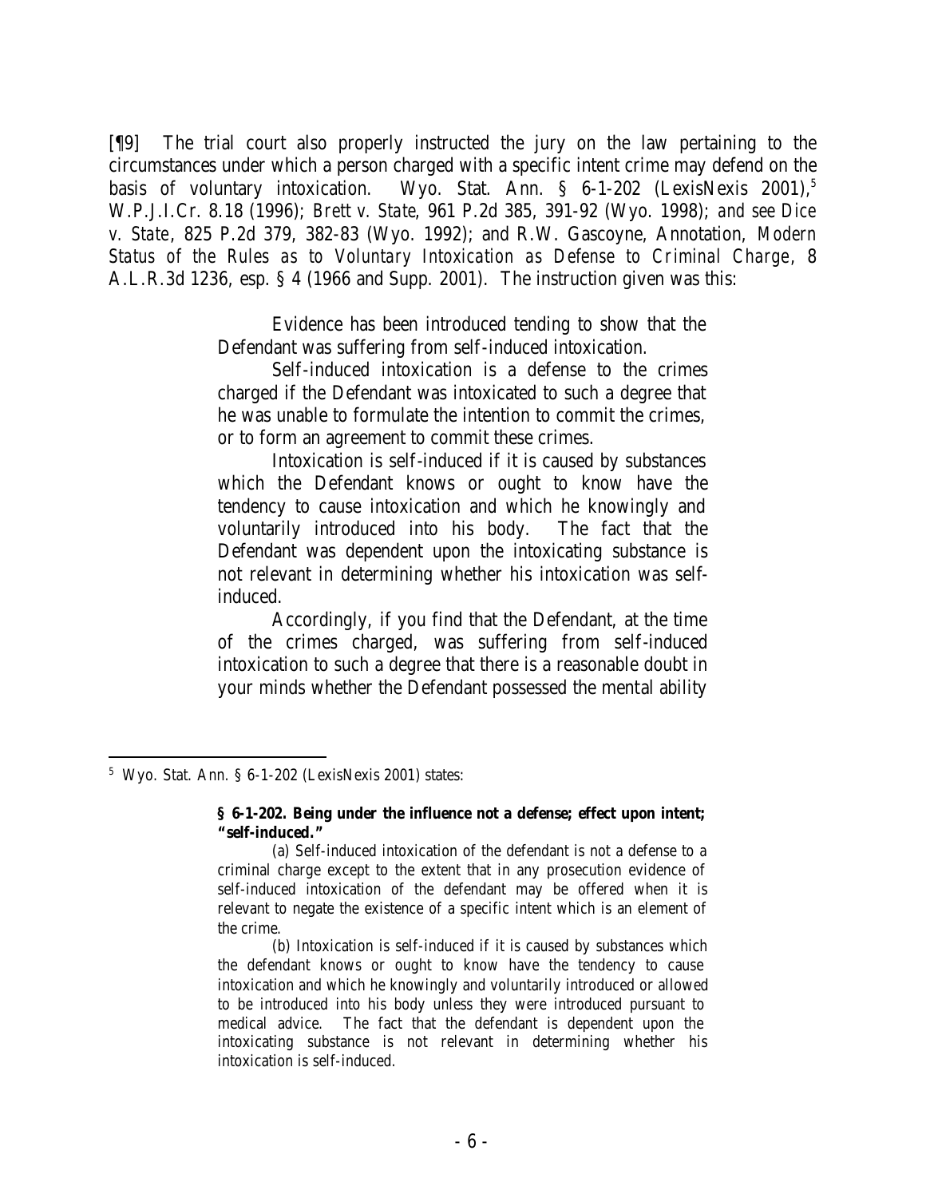[¶9] The trial court also properly instructed the jury on the law pertaining to the circumstances under which a person charged with a specific intent crime may defend on the basis of voluntary intoxication. Wyo. Stat. Ann. § 6-1-202 (LexisNexis 2001),[5] W.P.J.I.Cr. 8.18 (1996); *Brett v. State*, 961 P.2d 385, 391-92 (Wyo. 1998); *and see Dice v. State*, 825 P.2d 379, 382-83 (Wyo. 1992); and R.W. Gascoyne, Annotation, *Modern Status of the Rules as to Voluntary Intoxication as Defense to Criminal Charge*, 8 A.L.R.3d 1236, esp. § 4 (1966 and Supp. 2001). The instruction given was this:

> Evidence has been introduced tending to show that the Defendant was suffering from self-induced intoxication.
>
> Self-induced intoxication is a defense to the crimes charged if the Defendant was intoxicated to such a degree that he was unable to formulate the intention to commit the crimes, or to form an agreement to commit these crimes.
>
> Intoxication is self-induced if it is caused by substances which the Defendant knows or ought to know have the tendency to cause intoxication and which he knowingly and voluntarily introduced into his body. The fact that the Defendant was dependent upon the intoxicating substance is not relevant in determining whether his intoxication was self-induced.
>
> Accordingly, if you find that the Defendant, at the time of the crimes charged, was suffering from self-induced intoxication to such a degree that there is a reasonable doubt in your minds whether the Defendant possessed the mental ability

---

[5] Wyo. Stat. Ann. § 6-1-202 (LexisNexis 2001) states:

> **§ 6-1-202. Being under the influence not a defense; effect upon intent; "self-induced."**
>
> (a) Self-induced intoxication of the defendant is not a defense to a criminal charge except to the extent that in any prosecution evidence of self-induced intoxication of the defendant may be offered when it is relevant to negate the existence of a specific intent which is an element of the crime.
>
> (b) Intoxication is self-induced if it is caused by substances which the defendant knows or ought to know have the tendency to cause intoxication and which he knowingly and voluntarily introduced or allowed to be introduced into his body unless they were introduced pursuant to medical advice. The fact that the defendant is dependent upon the intoxicating substance is not relevant in determining whether his intoxication is self-induced.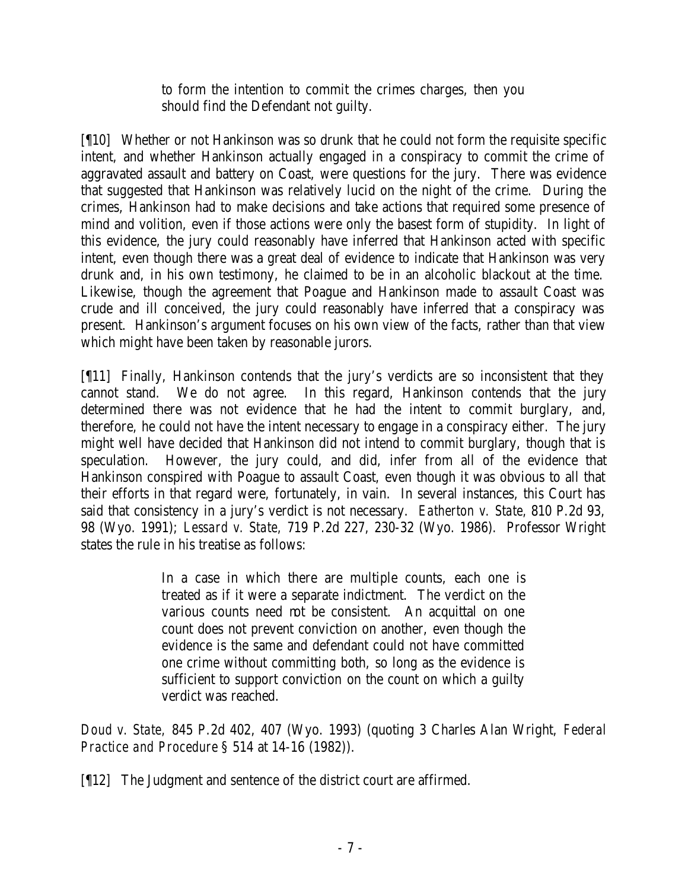> to form the intention to commit the crimes charges, then you should find the Defendant not guilty.

[¶10] Whether or not Hankinson was so drunk that he could not form the requisite specific intent, and whether Hankinson actually engaged in a conspiracy to commit the crime of aggravated assault and battery on Coast, were questions for the jury. There was evidence that suggested that Hankinson was relatively lucid on the night of the crime. During the crimes, Hankinson had to make decisions and take actions that required some presence of mind and volition, even if those actions were only the basest form of stupidity. In light of this evidence, the jury could reasonably have inferred that Hankinson acted with specific intent, even though there was a great deal of evidence to indicate that Hankinson was very drunk and, in his own testimony, he claimed to be in an alcoholic blackout at the time. Likewise, though the agreement that Poague and Hankinson made to assault Coast was crude and ill conceived, the jury could reasonably have inferred that a conspiracy was present. Hankinson's argument focuses on his own view of the facts, rather than that view which might have been taken by reasonable jurors.

[¶11] Finally, Hankinson contends that the jury's verdicts are so inconsistent that they cannot stand. We do not agree. In this regard, Hankinson contends that the jury determined there was not evidence that he had the intent to commit burglary, and, therefore, he could not have the intent necessary to engage in a conspiracy either. The jury might well have decided that Hankinson did not intend to commit burglary, though that is speculation. However, the jury could, and did, infer from all of the evidence that Hankinson conspired with Poague to assault Coast, even though it was obvious to all that their efforts in that regard were, fortunately, in vain. In several instances, this Court has said that consistency in a jury's verdict is not necessary. *Eatherton v. State*, 810 P.2d 93, 98 (Wyo. 1991); *Lessard v. State*, 719 P.2d 227, 230-32 (Wyo. 1986). Professor Wright states the rule in his treatise as follows:

> In a case in which there are multiple counts, each one is treated as if it were a separate indictment. The verdict on the various counts need not be consistent. An acquittal on one count does not prevent conviction on another, even though the evidence is the same and defendant could not have committed one crime without committing both, so long as the evidence is sufficient to support conviction on the count on which a guilty verdict was reached.

*Doud v. State*, 845 P.2d 402, 407 (Wyo. 1993) (quoting 3 Charles Alan Wright, *Federal Practice and Procedure* § 514 at 14-16 (1982)).

[¶12] The Judgment and sentence of the district court are affirmed.